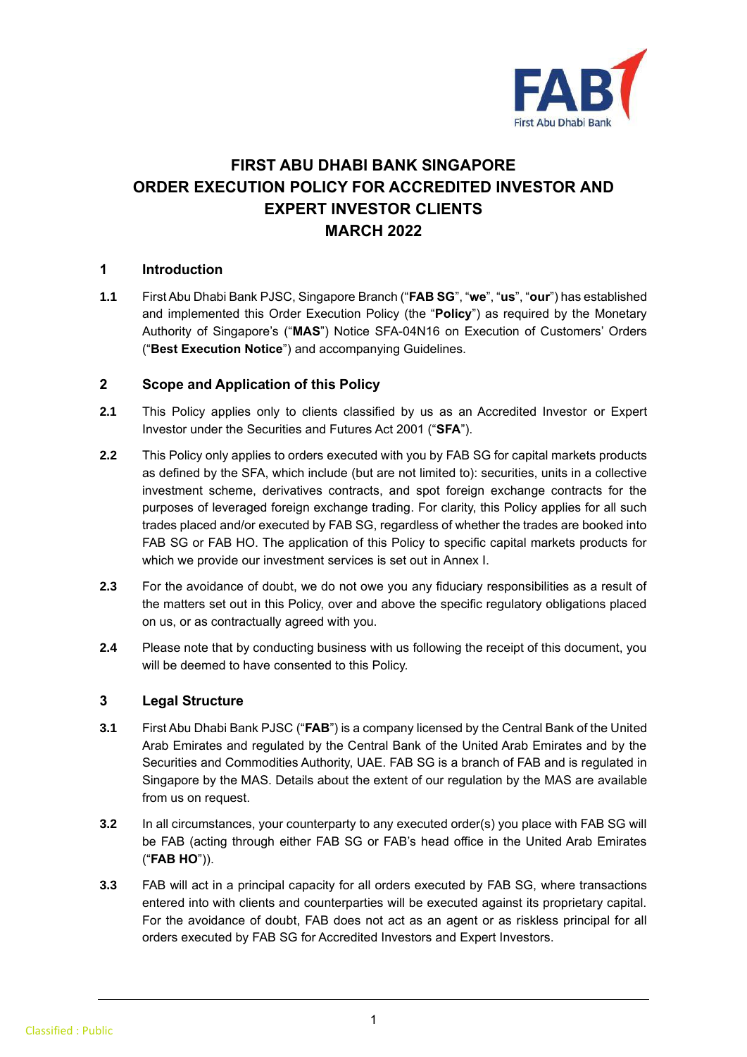# FIRST ABU DHABI BANK SINGAPORE ORDER EXECUTION POLICY FOR ACCREDITED INVESTOR AND EXPERT INVESTOR CLIENTS MARCH 2022

## 1 Introduction

**1.1** First Abu Dhabi Bank PJSC, Singapore Branch ("**FAB SG**", "**we**", "**us**", "**our**") has established and implemented this Order Execution Policy (the "**Policy**") as required by the Monetary Authority of Singapore's ("**MAS**") Notice SFA-04N16 on Execution of Customers' Orders ("**Best Execution Notice**") and accompanying Guidelines.

## 2 Scope and Application of this Policy

**2.1** This Policy applies only to clients classified by us as an Accredited Investor or Expert Investor under the Securities and Futures Act 2001 ("**SFA**").

**2.2** This Policy only applies to orders executed with you by FAB SG for capital markets products as defined by the SFA, which include (but are not limited to): securities, units in a collective investment scheme, derivatives contracts, and spot foreign exchange contracts for the purposes of leveraged foreign exchange trading. For clarity, this Policy applies for all such trades placed and/or executed by FAB SG, regardless of whether the trades are booked into FAB SG or FAB HO. The application of this Policy to specific capital markets products for which we provide our investment services is set out in Annex I.

**2.3** For the avoidance of doubt, we do not owe you any fiduciary responsibilities as a result of the matters set out in this Policy, over and above the specific regulatory obligations placed on us, or as contractually agreed with you.

**2.4** Please note that by conducting business with us following the receipt of this document, you will be deemed to have consented to this Policy.

## 3 Legal Structure

**3.1** First Abu Dhabi Bank PJSC ("**FAB**") is a company licensed by the Central Bank of the United Arab Emirates and regulated by the Central Bank of the United Arab Emirates and by the Securities and Commodities Authority, UAE. FAB SG is a branch of FAB and is regulated in Singapore by the MAS. Details about the extent of our regulation by the MAS are available from us on request.

**3.2** In all circumstances, your counterparty to any executed order(s) you place with FAB SG will be FAB (acting through either FAB SG or FAB's head office in the United Arab Emirates ("**FAB HO**")).

**3.3** FAB will act in a principal capacity for all orders executed by FAB SG, where transactions entered into with clients and counterparties will be executed against its proprietary capital. For the avoidance of doubt, FAB does not act as an agent or as riskless principal for all orders executed by FAB SG for Accredited Investors and Expert Investors.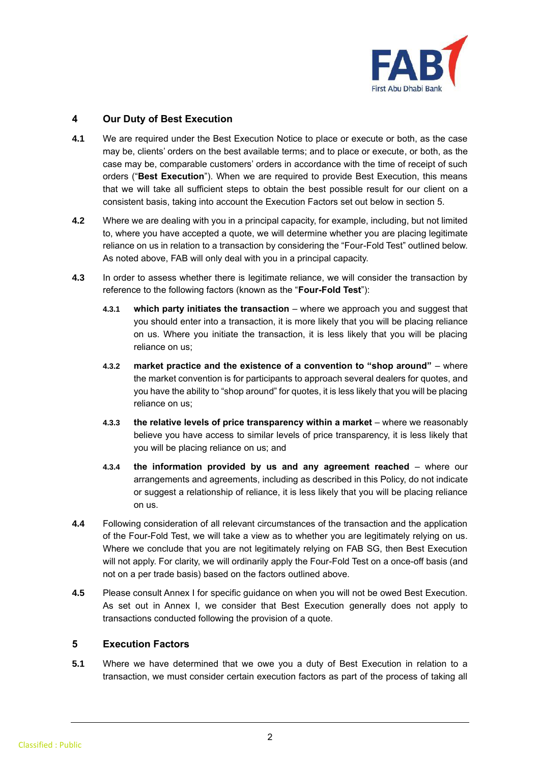## 4 Our Duty of Best Execution

**4.1** We are required under the Best Execution Notice to place or execute or both, as the case may be, clients' orders on the best available terms; and to place or execute, or both, as the case may be, comparable customers' orders in accordance with the time of receipt of such orders ("**Best Execution**"). When we are required to provide Best Execution, this means that we will take all sufficient steps to obtain the best possible result for our client on a consistent basis, taking into account the Execution Factors set out below in section 5.

**4.2** Where we are dealing with you in a principal capacity, for example, including, but not limited to, where you have accepted a quote, we will determine whether you are placing legitimate reliance on us in relation to a transaction by considering the "Four-Fold Test" outlined below. As noted above, FAB will only deal with you in a principal capacity.

**4.3** In order to assess whether there is legitimate reliance, we will consider the transaction by reference to the following factors (known as the "**Four-Fold Test**"):

**4.3.1** **which party initiates the transaction** – where we approach you and suggest that you should enter into a transaction, it is more likely that you will be placing reliance on us. Where you initiate the transaction, it is less likely that you will be placing reliance on us;

**4.3.2** **market practice and the existence of a convention to "shop around"** – where the market convention is for participants to approach several dealers for quotes, and you have the ability to "shop around" for quotes, it is less likely that you will be placing reliance on us;

**4.3.3** **the relative levels of price transparency within a market** – where we reasonably believe you have access to similar levels of price transparency, it is less likely that you will be placing reliance on us; and

**4.3.4** **the information provided by us and any agreement reached** – where our arrangements and agreements, including as described in this Policy, do not indicate or suggest a relationship of reliance, it is less likely that you will be placing reliance on us.

**4.4** Following consideration of all relevant circumstances of the transaction and the application of the Four-Fold Test, we will take a view as to whether you are legitimately relying on us. Where we conclude that you are not legitimately relying on FAB SG, then Best Execution will not apply. For clarity, we will ordinarily apply the Four-Fold Test on a once-off basis (and not on a per trade basis) based on the factors outlined above.

**4.5** Please consult Annex I for specific guidance on when you will not be owed Best Execution. As set out in Annex I, we consider that Best Execution generally does not apply to transactions conducted following the provision of a quote.

## 5 Execution Factors

**5.1** Where we have determined that we owe you a duty of Best Execution in relation to a transaction, we must consider certain execution factors as part of the process of taking all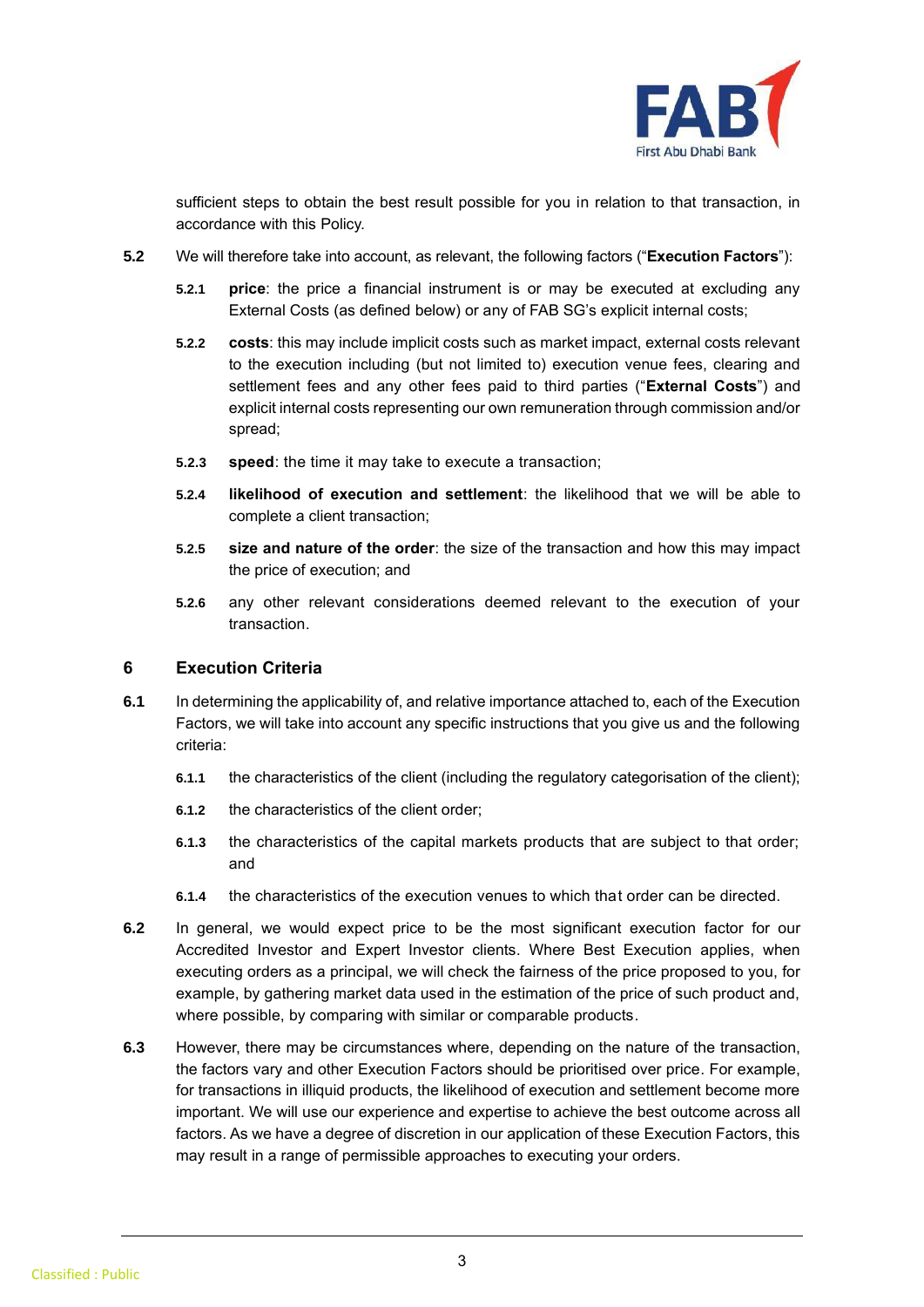sufficient steps to obtain the best result possible for you in relation to that transaction, in accordance with this Policy.

**5.2** We will therefore take into account, as relevant, the following factors ("**Execution Factors**"):

**5.2.1** **price**: the price a financial instrument is or may be executed at excluding any External Costs (as defined below) or any of FAB SG's explicit internal costs;

**5.2.2** **costs**: this may include implicit costs such as market impact, external costs relevant to the execution including (but not limited to) execution venue fees, clearing and settlement fees and any other fees paid to third parties ("**External Costs**") and explicit internal costs representing our own remuneration through commission and/or spread;

**5.2.3** **speed**: the time it may take to execute a transaction;

**5.2.4** **likelihood of execution and settlement**: the likelihood that we will be able to complete a client transaction;

**5.2.5** **size and nature of the order**: the size of the transaction and how this may impact the price of execution; and

**5.2.6** any other relevant considerations deemed relevant to the execution of your transaction.

## 6 Execution Criteria

**6.1** In determining the applicability of, and relative importance attached to, each of the Execution Factors, we will take into account any specific instructions that you give us and the following criteria:

**6.1.1** the characteristics of the client (including the regulatory categorisation of the client);

**6.1.2** the characteristics of the client order;

**6.1.3** the characteristics of the capital markets products that are subject to that order; and

**6.1.4** the characteristics of the execution venues to which that order can be directed.

**6.2** In general, we would expect price to be the most significant execution factor for our Accredited Investor and Expert Investor clients. Where Best Execution applies, when executing orders as a principal, we will check the fairness of the price proposed to you, for example, by gathering market data used in the estimation of the price of such product and, where possible, by comparing with similar or comparable products.

**6.3** However, there may be circumstances where, depending on the nature of the transaction, the factors vary and other Execution Factors should be prioritised over price. For example, for transactions in illiquid products, the likelihood of execution and settlement become more important. We will use our experience and expertise to achieve the best outcome across all factors. As we have a degree of discretion in our application of these Execution Factors, this may result in a range of permissible approaches to executing your orders.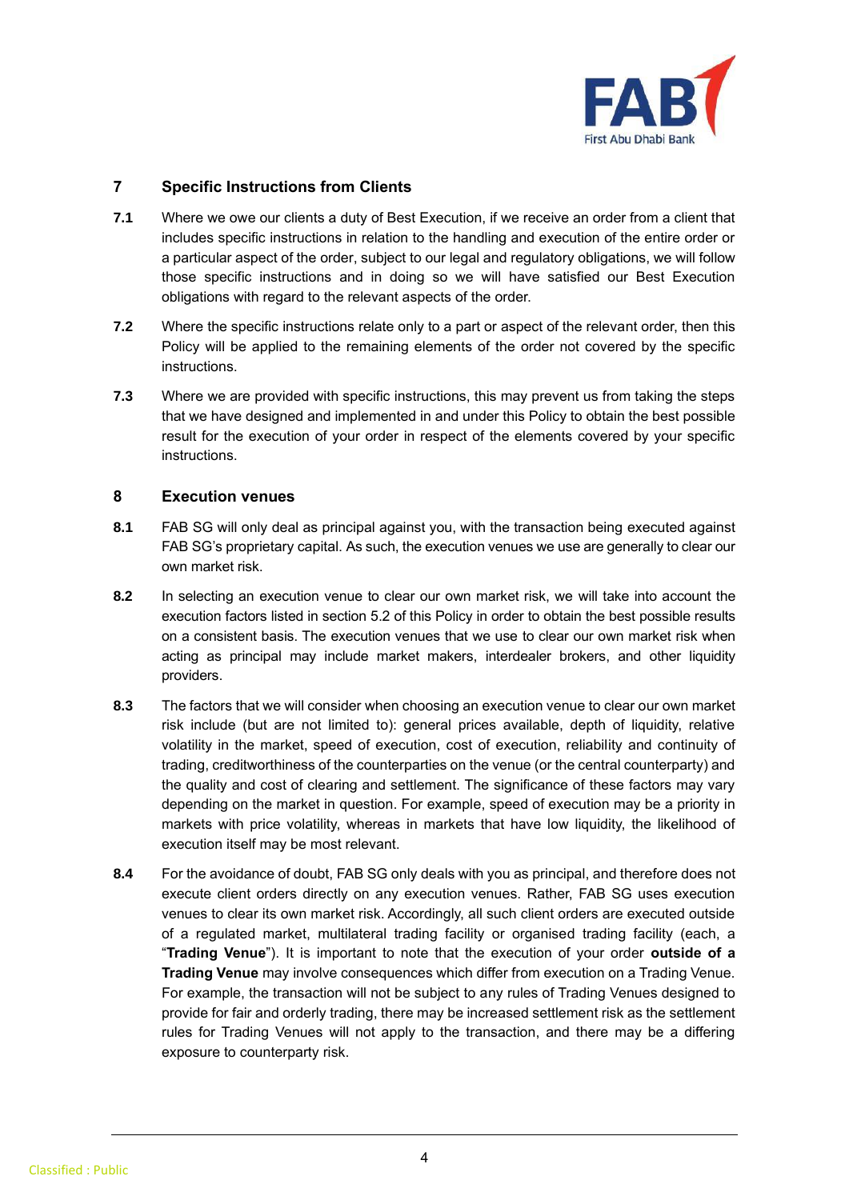## 7 Specific Instructions from Clients

**7.1** Where we owe our clients a duty of Best Execution, if we receive an order from a client that includes specific instructions in relation to the handling and execution of the entire order or a particular aspect of the order, subject to our legal and regulatory obligations, we will follow those specific instructions and in doing so we will have satisfied our Best Execution obligations with regard to the relevant aspects of the order.

**7.2** Where the specific instructions relate only to a part or aspect of the relevant order, then this Policy will be applied to the remaining elements of the order not covered by the specific instructions.

**7.3** Where we are provided with specific instructions, this may prevent us from taking the steps that we have designed and implemented in and under this Policy to obtain the best possible result for the execution of your order in respect of the elements covered by your specific instructions.

## 8 Execution venues

**8.1** FAB SG will only deal as principal against you, with the transaction being executed against FAB SG's proprietary capital. As such, the execution venues we use are generally to clear our own market risk.

**8.2** In selecting an execution venue to clear our own market risk, we will take into account the execution factors listed in section 5.2 of this Policy in order to obtain the best possible results on a consistent basis. The execution venues that we use to clear our own market risk when acting as principal may include market makers, interdealer brokers, and other liquidity providers.

**8.3** The factors that we will consider when choosing an execution venue to clear our own market risk include (but are not limited to): general prices available, depth of liquidity, relative volatility in the market, speed of execution, cost of execution, reliability and continuity of trading, creditworthiness of the counterparties on the venue (or the central counterparty) and the quality and cost of clearing and settlement. The significance of these factors may vary depending on the market in question. For example, speed of execution may be a priority in markets with price volatility, whereas in markets that have low liquidity, the likelihood of execution itself may be most relevant.

**8.4** For the avoidance of doubt, FAB SG only deals with you as principal, and therefore does not execute client orders directly on any execution venues. Rather, FAB SG uses execution venues to clear its own market risk. Accordingly, all such client orders are executed outside of a regulated market, multilateral trading facility or organised trading facility (each, a "**Trading Venue**"). It is important to note that the execution of your order **outside of a Trading Venue** may involve consequences which differ from execution on a Trading Venue. For example, the transaction will not be subject to any rules of Trading Venues designed to provide for fair and orderly trading, there may be increased settlement risk as the settlement rules for Trading Venues will not apply to the transaction, and there may be a differing exposure to counterparty risk.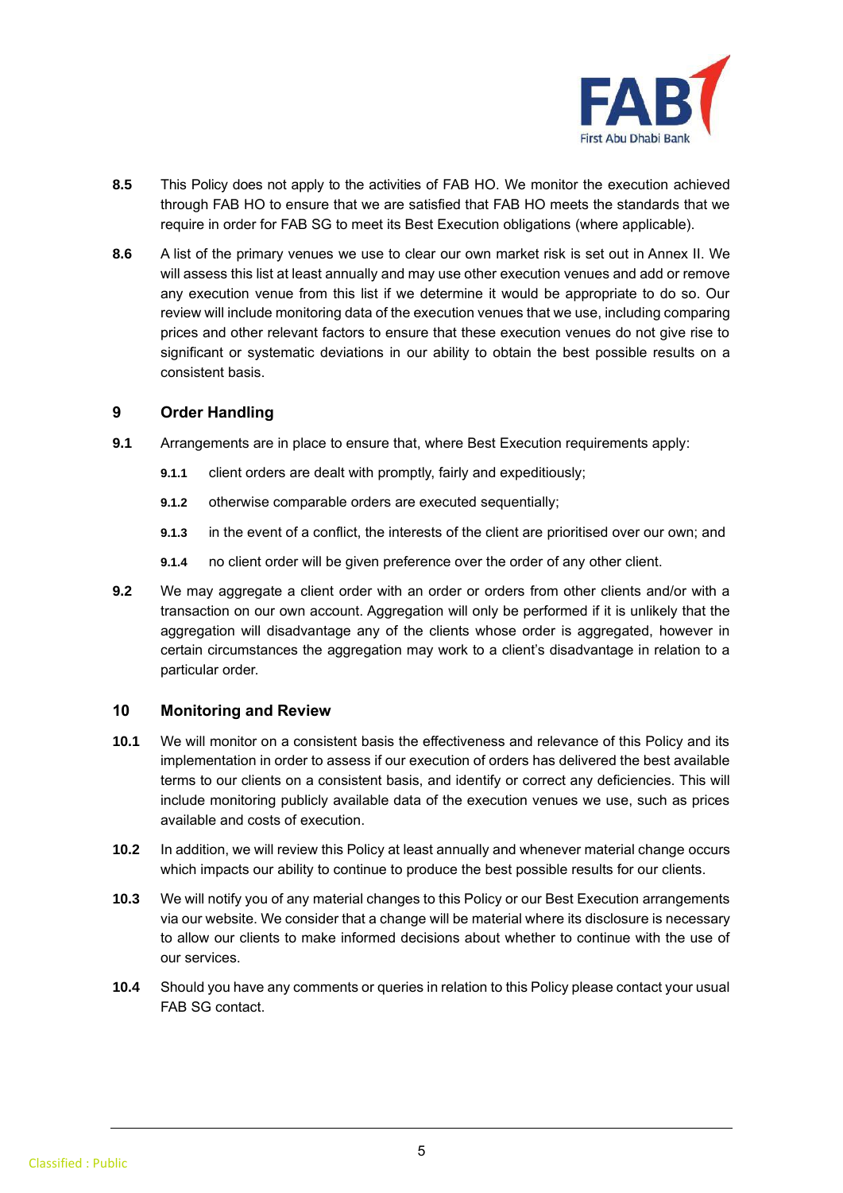**8.5** This Policy does not apply to the activities of FAB HO. We monitor the execution achieved through FAB HO to ensure that we are satisfied that FAB HO meets the standards that we require in order for FAB SG to meet its Best Execution obligations (where applicable).

**8.6** A list of the primary venues we use to clear our own market risk is set out in Annex II. We will assess this list at least annually and may use other execution venues and add or remove any execution venue from this list if we determine it would be appropriate to do so. Our review will include monitoring data of the execution venues that we use, including comparing prices and other relevant factors to ensure that these execution venues do not give rise to significant or systematic deviations in our ability to obtain the best possible results on a consistent basis.

## 9 Order Handling

**9.1** Arrangements are in place to ensure that, where Best Execution requirements apply:

**9.1.1** client orders are dealt with promptly, fairly and expeditiously;

**9.1.2** otherwise comparable orders are executed sequentially;

**9.1.3** in the event of a conflict, the interests of the client are prioritised over our own; and

**9.1.4** no client order will be given preference over the order of any other client.

**9.2** We may aggregate a client order with an order or orders from other clients and/or with a transaction on our own account. Aggregation will only be performed if it is unlikely that the aggregation will disadvantage any of the clients whose order is aggregated, however in certain circumstances the aggregation may work to a client's disadvantage in relation to a particular order.

## 10 Monitoring and Review

**10.1** We will monitor on a consistent basis the effectiveness and relevance of this Policy and its implementation in order to assess if our execution of orders has delivered the best available terms to our clients on a consistent basis, and identify or correct any deficiencies. This will include monitoring publicly available data of the execution venues we use, such as prices available and costs of execution.

**10.2** In addition, we will review this Policy at least annually and whenever material change occurs which impacts our ability to continue to produce the best possible results for our clients.

**10.3** We will notify you of any material changes to this Policy or our Best Execution arrangements via our website. We consider that a change will be material where its disclosure is necessary to allow our clients to make informed decisions about whether to continue with the use of our services.

**10.4** Should you have any comments or queries in relation to this Policy please contact your usual FAB SG contact.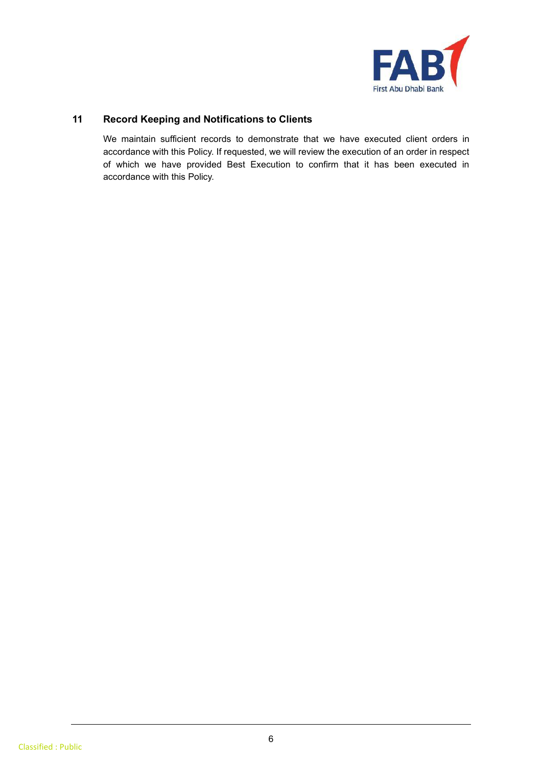## 11 Record Keeping and Notifications to Clients

We maintain sufficient records to demonstrate that we have executed client orders in accordance with this Policy. If requested, we will review the execution of an order in respect of which we have provided Best Execution to confirm that it has been executed in accordance with this Policy.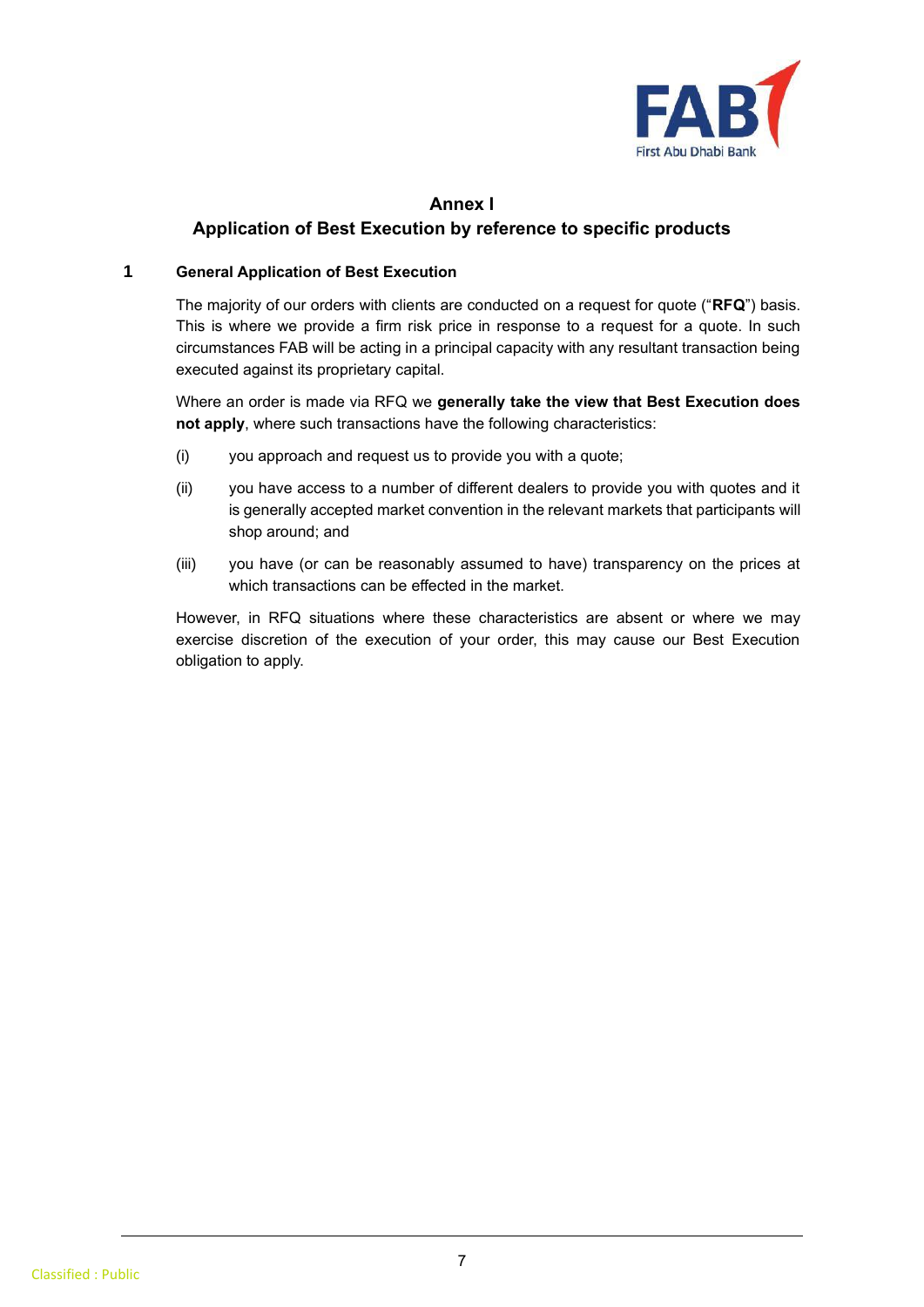# Annex I

## Application of Best Execution by reference to specific products

### 1 General Application of Best Execution

The majority of our orders with clients are conducted on a request for quote ("**RFQ**") basis. This is where we provide a firm risk price in response to a request for a quote. In such circumstances FAB will be acting in a principal capacity with any resultant transaction being executed against its proprietary capital.

Where an order is made via RFQ we **generally take the view that Best Execution does not apply**, where such transactions have the following characteristics:

(i) you approach and request us to provide you with a quote;

(ii) you have access to a number of different dealers to provide you with quotes and it is generally accepted market convention in the relevant markets that participants will shop around; and

(iii) you have (or can be reasonably assumed to have) transparency on the prices at which transactions can be effected in the market.

However, in RFQ situations where these characteristics are absent or where we may exercise discretion of the execution of your order, this may cause our Best Execution obligation to apply.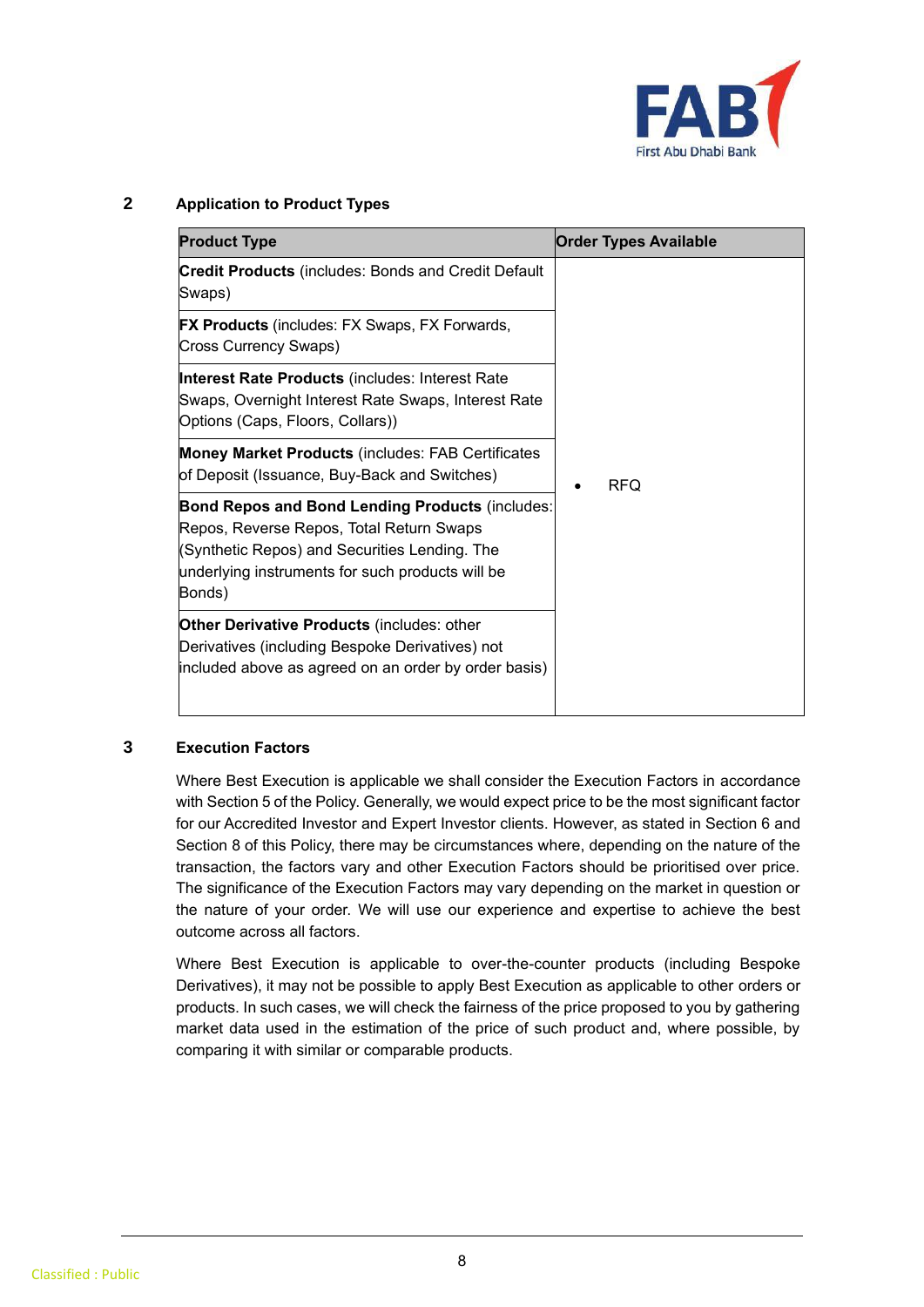## 2 Application to Product Types

| Product Type | Order Types Available |
|---|---|
| **Credit Products** (includes: Bonds and Credit Default Swaps) | • RFQ |
| **FX Products** (includes: FX Swaps, FX Forwards, Cross Currency Swaps) | |
| **Interest Rate Products** (includes: Interest Rate Swaps, Overnight Interest Rate Swaps, Interest Rate Options (Caps, Floors, Collars)) | |
| **Money Market Products** (includes: FAB Certificates of Deposit (Issuance, Buy-Back and Switches) | |
| **Bond Repos and Bond Lending Products** (includes: Repos, Reverse Repos, Total Return Swaps (Synthetic Repos) and Securities Lending. The underlying instruments for such products will be Bonds) | |
| **Other Derivative Products** (includes: other Derivatives (including Bespoke Derivatives) not included above as agreed on an order by order basis) | |

## 3 Execution Factors

Where Best Execution is applicable we shall consider the Execution Factors in accordance with Section 5 of the Policy. Generally, we would expect price to be the most significant factor for our Accredited Investor and Expert Investor clients. However, as stated in Section 6 and Section 8 of this Policy, there may be circumstances where, depending on the nature of the transaction, the factors vary and other Execution Factors should be prioritised over price. The significance of the Execution Factors may vary depending on the market in question or the nature of your order. We will use our experience and expertise to achieve the best outcome across all factors.

Where Best Execution is applicable to over-the-counter products (including Bespoke Derivatives), it may not be possible to apply Best Execution as applicable to other orders or products. In such cases, we will check the fairness of the price proposed to you by gathering market data used in the estimation of the price of such product and, where possible, by comparing it with similar or comparable products.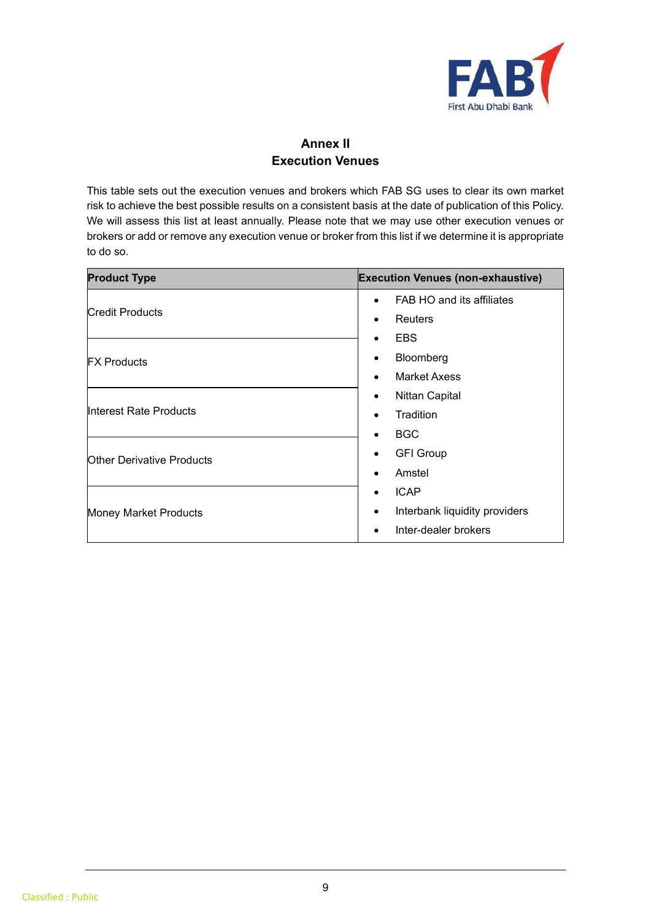## Annex II
## Execution Venues

This table sets out the execution venues and brokers which FAB SG uses to clear its own market risk to achieve the best possible results on a consistent basis at the date of publication of this Policy. We will assess this list at least annually. Please note that we may use other execution venues or brokers or add or remove any execution venue or broker from this list if we determine it is appropriate to do so.

| Product Type | Execution Venues (non-exhaustive) |
|---|---|
| Credit Products | • FAB HO and its affiliates<br>• Reuters<br>• EBS<br>• Bloomberg<br>• Market Axess<br>• Nittan Capital<br>• Tradition<br>• BGC<br>• GFI Group<br>• Amstel<br>• ICAP<br>• Interbank liquidity providers<br>• Inter-dealer brokers |
| FX Products | |
| Interest Rate Products | |
| Other Derivative Products | |
| Money Market Products | |